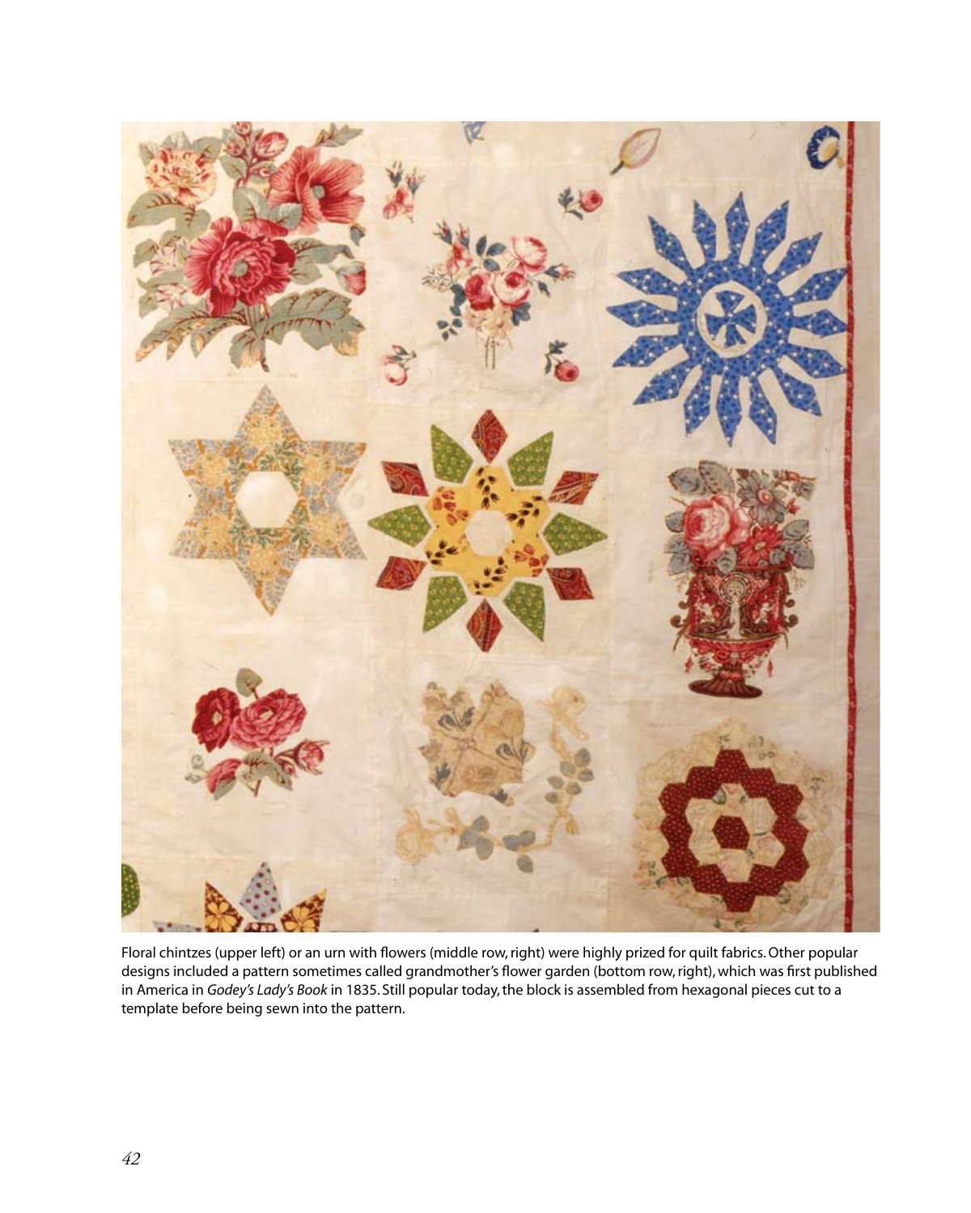Floral chintzes (upper left) or an urn with flowers (middle row, right) were highly prized for quilt fabrics. Other popular designs included a pattern sometimes called grandmother's flower garden (bottom row, right), which was first published in America in *Godey's Lady's Book* in 1835. Still popular today, the block is assembled from hexagonal pieces cut to a template before being sewn into the pattern.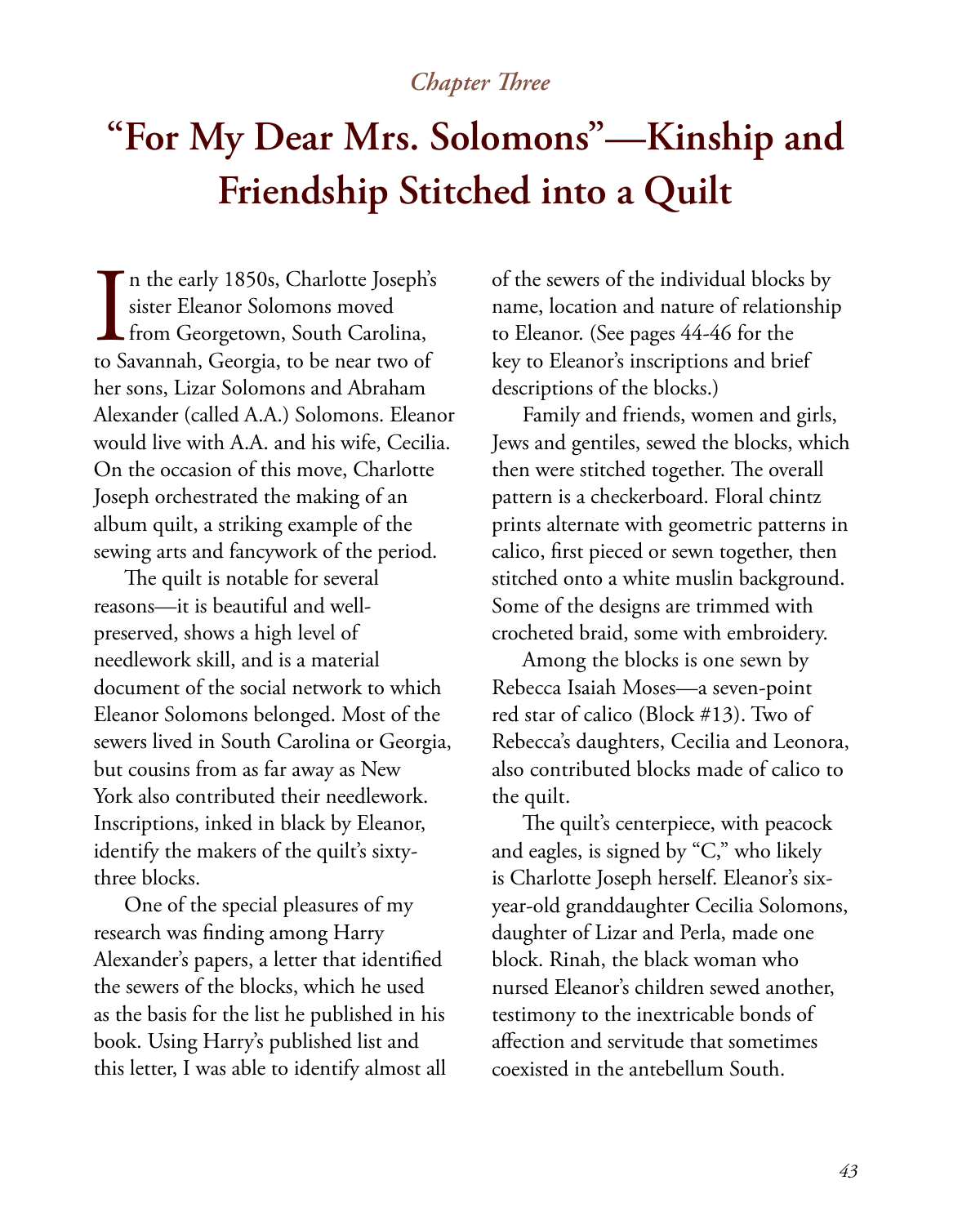*Chapter Three*

# "For My Dear Mrs. Solomons"—Kinship and Friendship Stitched into a Quilt

In the early 1850s, Charlotte Joseph's sister Eleanor Solomons moved from Georgetown, South Carolina, to Savannah, Georgia, to be near two of her sons, Lizar Solomons and Abraham Alexander (called A.A.) Solomons. Eleanor would live with A.A. and his wife, Cecilia. On the occasion of this move, Charlotte Joseph orchestrated the making of an album quilt, a striking example of the sewing arts and fancywork of the period.

The quilt is notable for several reasons—it is beautiful and well-preserved, shows a high level of needlework skill, and is a material document of the social network to which Eleanor Solomons belonged. Most of the sewers lived in South Carolina or Georgia, but cousins from as far away as New York also contributed their needlework. Inscriptions, inked in black by Eleanor, identify the makers of the quilt's sixty-three blocks.

One of the special pleasures of my research was finding among Harry Alexander's papers, a letter that identified the sewers of the blocks, which he used as the basis for the list he published in his book. Using Harry's published list and this letter, I was able to identify almost all of the sewers of the individual blocks by name, location and nature of relationship to Eleanor. (See pages 44-46 for the key to Eleanor's inscriptions and brief descriptions of the blocks.)

Family and friends, women and girls, Jews and gentiles, sewed the blocks, which then were stitched together. The overall pattern is a checkerboard. Floral chintz prints alternate with geometric patterns in calico, first pieced or sewn together, then stitched onto a white muslin background. Some of the designs are trimmed with crocheted braid, some with embroidery.

Among the blocks is one sewn by Rebecca Isaiah Moses—a seven-point red star of calico (Block #13). Two of Rebecca's daughters, Cecilia and Leonora, also contributed blocks made of calico to the quilt.

The quilt's centerpiece, with peacock and eagles, is signed by "C," who likely is Charlotte Joseph herself. Eleanor's six-year-old granddaughter Cecilia Solomons, daughter of Lizar and Perla, made one block. Rinah, the black woman who nursed Eleanor's children sewed another, testimony to the inextricable bonds of affection and servitude that sometimes coexisted in the antebellum South.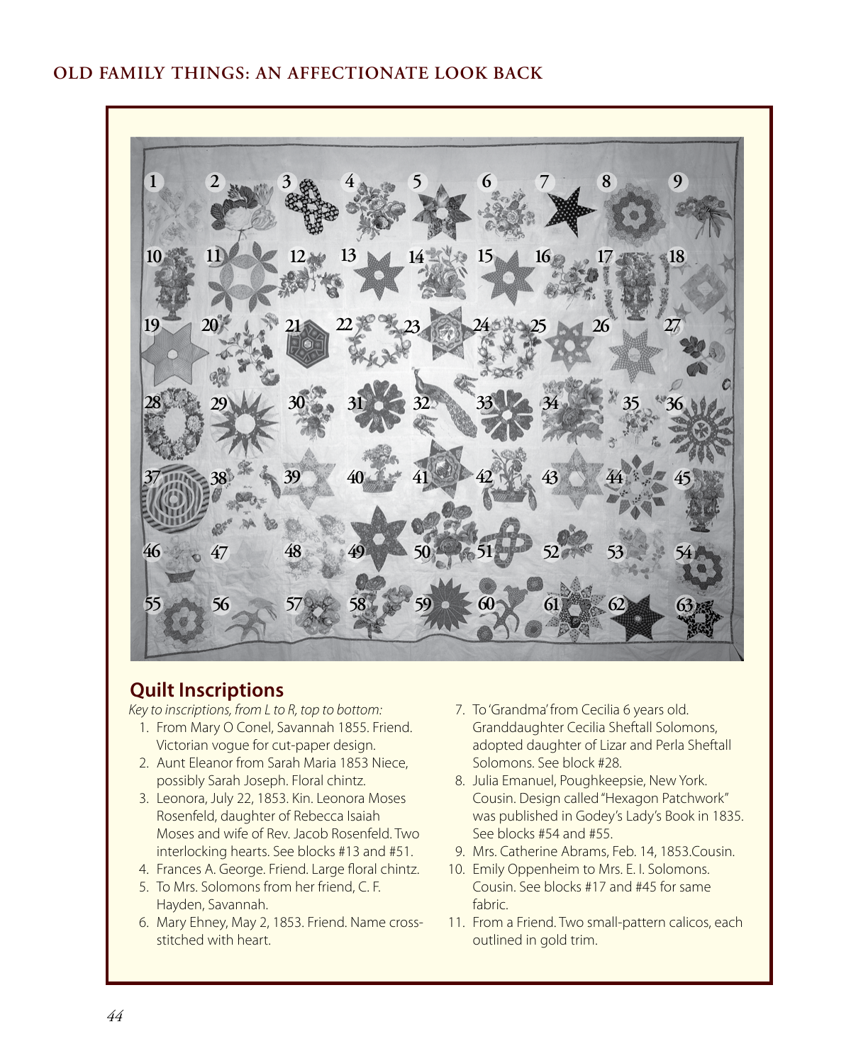## Quilt Inscriptions

*Key to inscriptions, from L to R, top to bottom:*

1. From Mary O Conel, Savannah 1855. Friend. Victorian vogue for cut-paper design.
2. Aunt Eleanor from Sarah Maria 1853 Niece, possibly Sarah Joseph. Floral chintz.
3. Leonora, July 22, 1853. Kin. Leonora Moses Rosenfeld, daughter of Rebecca Isaiah Moses and wife of Rev. Jacob Rosenfeld. Two interlocking hearts. See blocks #13 and #51.
4. Frances A. George. Friend. Large floral chintz.
5. To Mrs. Solomons from her friend, C. F. Hayden, Savannah.
6. Mary Ehney, May 2, 1853. Friend. Name cross-stitched with heart.
7. To 'Grandma' from Cecilia 6 years old. Granddaughter Cecilia Sheftall Solomons, adopted daughter of Lizar and Perla Sheftall Solomons. See block #28.
8. Julia Emanuel, Poughkeepsie, New York. Cousin. Design called "Hexagon Patchwork" was published in Godey's Lady's Book in 1835. See blocks #54 and #55.
9. Mrs. Catherine Abrams, Feb. 14, 1853.Cousin.
10. Emily Oppenheim to Mrs. E. I. Solomons. Cousin. See blocks #17 and #45 for same fabric.
11. From a Friend. Two small-pattern calicos, each outlined in gold trim.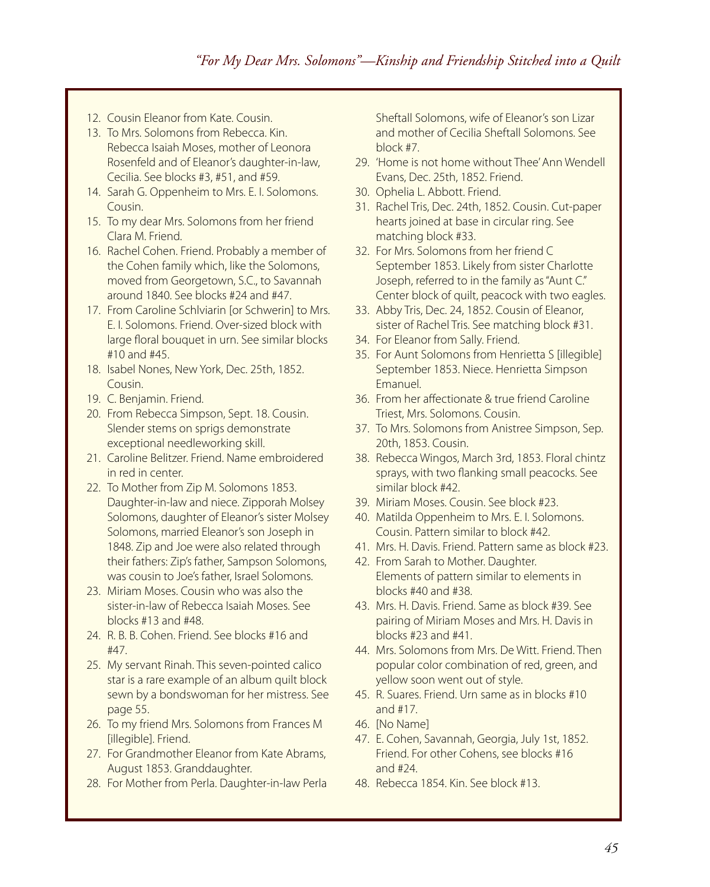12. Cousin Eleanor from Kate. Cousin.
13. To Mrs. Solomons from Rebecca. Kin. Rebecca Isaiah Moses, mother of Leonora Rosenfeld and of Eleanor's daughter-in-law, Cecilia. See blocks #3, #51, and #59.
14. Sarah G. Oppenheim to Mrs. E. I. Solomons. Cousin.
15. To my dear Mrs. Solomons from her friend Clara M. Friend.
16. Rachel Cohen. Friend. Probably a member of the Cohen family which, like the Solomons, moved from Georgetown, S.C., to Savannah around 1840. See blocks #24 and #47.
17. From Caroline Schlviarin [or Schwerin] to Mrs. E. I. Solomons. Friend. Over-sized block with large floral bouquet in urn. See similar blocks #10 and #45.
18. Isabel Nones, New York, Dec. 25th, 1852. Cousin.
19. C. Benjamin. Friend.
20. From Rebecca Simpson, Sept. 18. Cousin. Slender stems on sprigs demonstrate exceptional needleworking skill.
21. Caroline Belitzer. Friend. Name embroidered in red in center.
22. To Mother from Zip M. Solomons 1853. Daughter-in-law and niece. Zipporah Molsey Solomons, daughter of Eleanor's sister Molsey Solomons, married Eleanor's son Joseph in 1848. Zip and Joe were also related through their fathers: Zip's father, Sampson Solomons, was cousin to Joe's father, Israel Solomons.
23. Miriam Moses. Cousin who was also the sister-in-law of Rebecca Isaiah Moses. See blocks #13 and #48.
24. R. B. B. Cohen. Friend. See blocks #16 and #47.
25. My servant Rinah. This seven-pointed calico star is a rare example of an album quilt block sewn by a bondswoman for her mistress. See page 55.
26. To my friend Mrs. Solomons from Frances M [illegible]. Friend.
27. For Grandmother Eleanor from Kate Abrams, August 1853. Granddaughter.
28. For Mother from Perla. Daughter-in-law Perla Sheftall Solomons, wife of Eleanor's son Lizar and mother of Cecilia Sheftall Solomons. See block #7.
29. 'Home is not home without Thee' Ann Wendell Evans, Dec. 25th, 1852. Friend.
30. Ophelia L. Abbott. Friend.
31. Rachel Tris, Dec. 24th, 1852. Cousin. Cut-paper hearts joined at base in circular ring. See matching block #33.
32. For Mrs. Solomons from her friend C September 1853. Likely from sister Charlotte Joseph, referred to in the family as "Aunt C." Center block of quilt, peacock with two eagles.
33. Abby Tris, Dec. 24, 1852. Cousin of Eleanor, sister of Rachel Tris. See matching block #31.
34. For Eleanor from Sally. Friend.
35. For Aunt Solomons from Henrietta S [illegible] September 1853. Niece. Henrietta Simpson Emanuel.
36. From her affectionate & true friend Caroline Triest, Mrs. Solomons. Cousin.
37. To Mrs. Solomons from Anistree Simpson, Sep. 20th, 1853. Cousin.
38. Rebecca Wingos, March 3rd, 1853. Floral chintz sprays, with two flanking small peacocks. See similar block #42.
39. Miriam Moses. Cousin. See block #23.
40. Matilda Oppenheim to Mrs. E. I. Solomons. Cousin. Pattern similar to block #42.
41. Mrs. H. Davis. Friend. Pattern same as block #23.
42. From Sarah to Mother. Daughter. Elements of pattern similar to elements in blocks #40 and #38.
43. Mrs. H. Davis. Friend. Same as block #39. See pairing of Miriam Moses and Mrs. H. Davis in blocks #23 and #41.
44. Mrs. Solomons from Mrs. De Witt. Friend. Then popular color combination of red, green, and yellow soon went out of style.
45. R. Suares. Friend. Urn same as in blocks #10 and #17.
46. [No Name]
47. E. Cohen, Savannah, Georgia, July 1st, 1852. Friend. For other Cohens, see blocks #16 and #24.
48. Rebecca 1854. Kin. See block #13.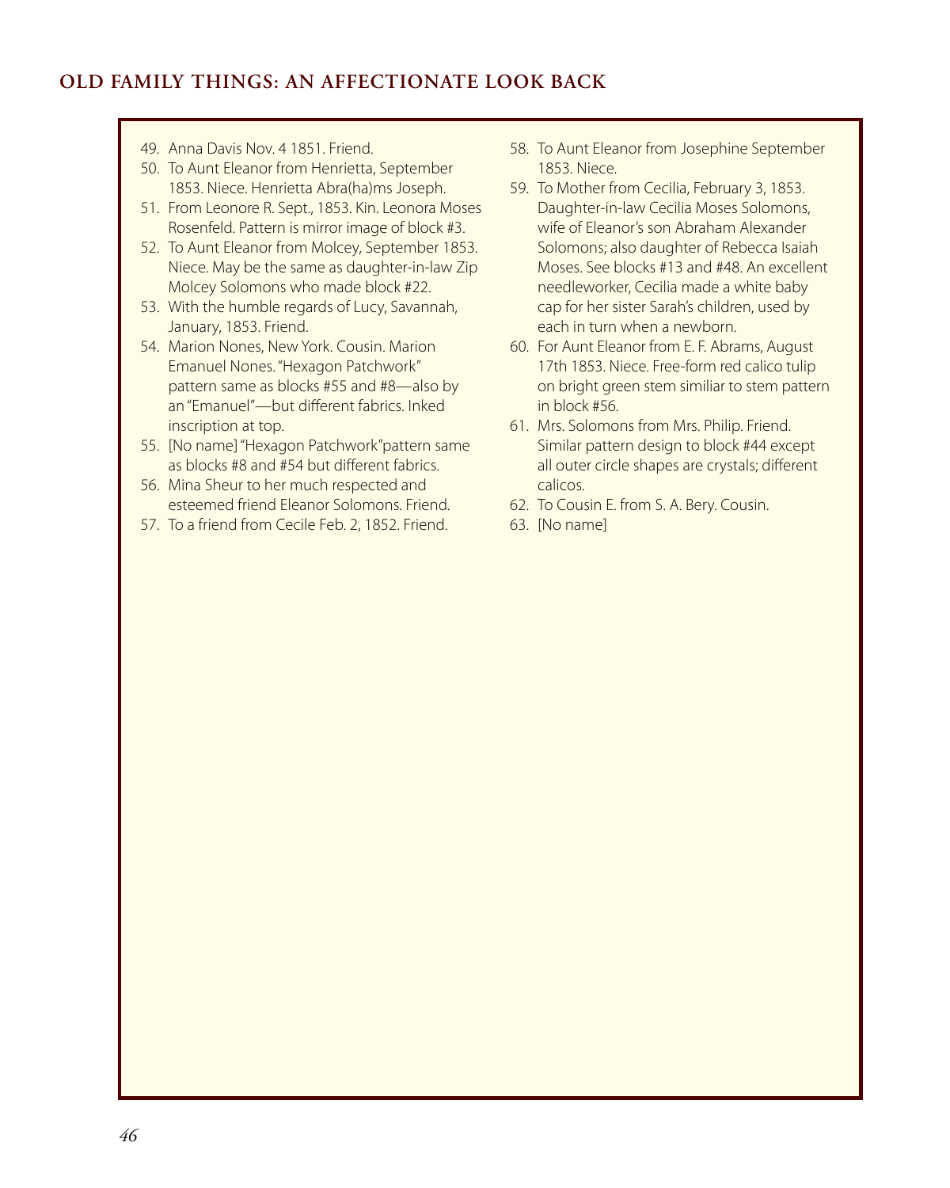49. Anna Davis Nov. 4 1851. Friend.
50. To Aunt Eleanor from Henrietta, September 1853. Niece. Henrietta Abra(ha)ms Joseph.
51. From Leonore R. Sept., 1853. Kin. Leonora Moses Rosenfeld. Pattern is mirror image of block #3.
52. To Aunt Eleanor from Molcey, September 1853. Niece. May be the same as daughter-in-law Zip Molcey Solomons who made block #22.
53. With the humble regards of Lucy, Savannah, January, 1853. Friend.
54. Marion Nones, New York. Cousin. Marion Emanuel Nones. "Hexagon Patchwork" pattern same as blocks #55 and #8—also by an "Emanuel"—but different fabrics. Inked inscription at top.
55. [No name] "Hexagon Patchwork"pattern same as blocks #8 and #54 but different fabrics.
56. Mina Sheur to her much respected and esteemed friend Eleanor Solomons. Friend.
57. To a friend from Cecile Feb. 2, 1852. Friend.
58. To Aunt Eleanor from Josephine September 1853. Niece.
59. To Mother from Cecilia, February 3, 1853. Daughter-in-law Cecilia Moses Solomons, wife of Eleanor's son Abraham Alexander Solomons; also daughter of Rebecca Isaiah Moses. See blocks #13 and #48. An excellent needleworker, Cecilia made a white baby cap for her sister Sarah's children, used by each in turn when a newborn.
60. For Aunt Eleanor from E. F. Abrams, August 17th 1853. Niece. Free-form red calico tulip on bright green stem similiar to stem pattern in block #56.
61. Mrs. Solomons from Mrs. Philip. Friend. Similar pattern design to block #44 except all outer circle shapes are crystals; different calicos.
62. To Cousin E. from S. A. Bery. Cousin.
63. [No name]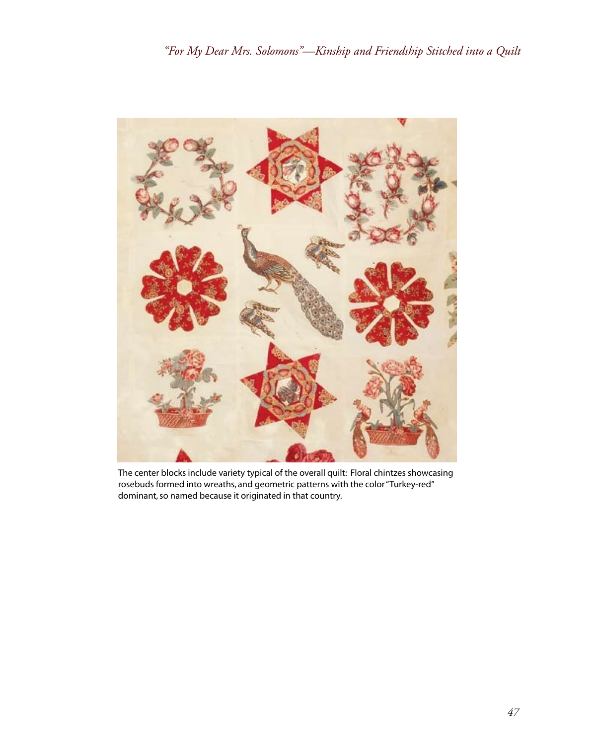The center blocks include variety typical of the overall quilt: Floral chintzes showcasing rosebuds formed into wreaths, and geometric patterns with the color "Turkey-red" dominant, so named because it originated in that country.